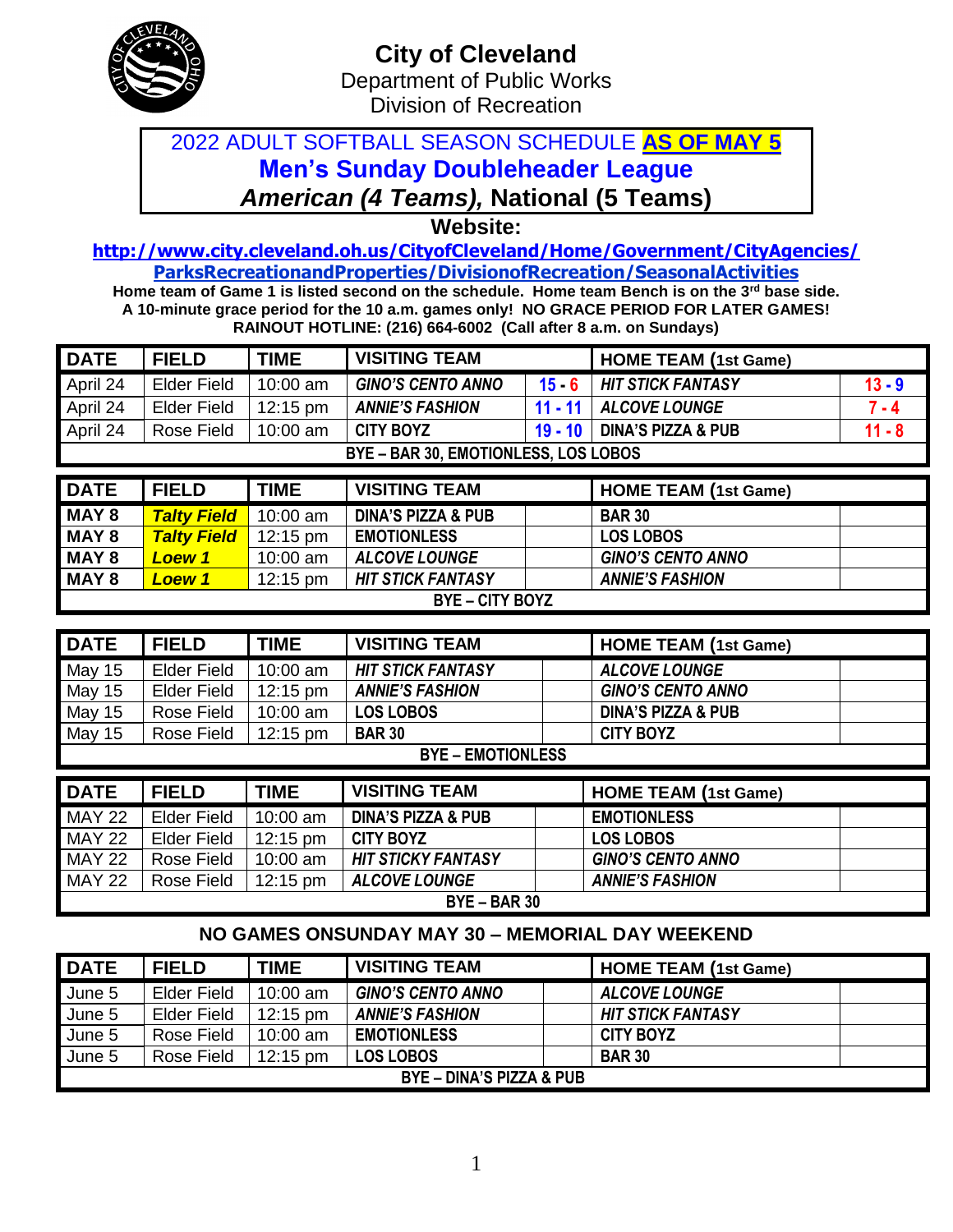# City of Cleveland

Department of Public Works

Division of Recreation

## 2022 ADULT SOFTBALL SEASON SCHEDULE **AS OF MAY 5**

## Men's Sunday Doubleheader League

## *American (4 Teams),* National (5 Teams)

**Website:**

**http://www.city.cleveland.oh.us/CityofCleveland/Home/Government/CityAgencies/ParksRecreationandProperties/DivisionofRecreation/SeasonalActivities**

**Home team of Game 1 is listed second on the schedule. Home team Bench is on the 3rd base side.**
**A 10-minute grace period for the 10 a.m. games only! NO GRACE PERIOD FOR LATER GAMES!**
**RAINOUT HOTLINE: (216) 664-6002 (Call after 8 a.m. on Sundays)**

| DATE | FIELD | TIME | VISITING TEAM | | HOME TEAM (1st Game) | |
|---|---|---|---|---|---|---|
| April 24 | Elder Field | 10:00 am | *GINO'S CENTO ANNO* | 15 - 6 | *HIT STICK FANTASY* | 13 - 9 |
| April 24 | Elder Field | 12:15 pm | *ANNIE'S FASHION* | 11 - 11 | *ALCOVE LOUNGE* | 7 - 4 |
| April 24 | Rose Field | 10:00 am | CITY BOYZ | 19 - 10 | DINA'S PIZZA & PUB | 11 - 8 |
| BYE – BAR 30, EMOTIONLESS, LOS LOBOS | | | | | | |

| DATE | FIELD | TIME | VISITING TEAM | | HOME TEAM (1st Game) | |
|---|---|---|---|---|---|---|
| MAY 8 | ***Talty Field*** | 10:00 am | DINA'S PIZZA & PUB | | BAR 30 | |
| MAY 8 | ***Talty Field*** | 12:15 pm | EMOTIONLESS | | LOS LOBOS | |
| MAY 8 | ***Loew 1*** | 10:00 am | *ALCOVE LOUNGE* | | *GINO'S CENTO ANNO* | |
| MAY 8 | ***Loew 1*** | 12:15 pm | *HIT STICK FANTASY* | | *ANNIE'S FASHION* | |
| BYE – CITY BOYZ | | | | | | |

| DATE | FIELD | TIME | VISITING TEAM | | HOME TEAM (1st Game) | |
|---|---|---|---|---|---|---|
| May 15 | Elder Field | 10:00 am | *HIT STICK FANTASY* | | *ALCOVE LOUNGE* | |
| May 15 | Elder Field | 12:15 pm | *ANNIE'S FASHION* | | *GINO'S CENTO ANNO* | |
| May 15 | Rose Field | 10:00 am | LOS LOBOS | | DINA'S PIZZA & PUB | |
| May 15 | Rose Field | 12:15 pm | BAR 30 | | CITY BOYZ | |
| BYE – EMOTIONLESS | | | | | | |

| DATE | FIELD | TIME | VISITING TEAM | | HOME TEAM (1st Game) | |
|---|---|---|---|---|---|---|
| MAY 22 | Elder Field | 10:00 am | DINA'S PIZZA & PUB | | EMOTIONLESS | |
| MAY 22 | Elder Field | 12:15 pm | CITY BOYZ | | LOS LOBOS | |
| MAY 22 | Rose Field | 10:00 am | *HIT STICKY FANTASY* | | *GINO'S CENTO ANNO* | |
| MAY 22 | Rose Field | 12:15 pm | *ALCOVE LOUNGE* | | *ANNIE'S FASHION* | |
| BYE – BAR 30 | | | | | | |

**NO GAMES ONSUNDAY MAY 30 – MEMORIAL DAY WEEKEND**

| DATE | FIELD | TIME | VISITING TEAM | | HOME TEAM (1st Game) | |
|---|---|---|---|---|---|---|
| June 5 | Elder Field | 10:00 am | *GINO'S CENTO ANNO* | | *ALCOVE LOUNGE* | |
| June 5 | Elder Field | 12:15 pm | *ANNIE'S FASHION* | | *HIT STICK FANTASY* | |
| June 5 | Rose Field | 10:00 am | EMOTIONLESS | | CITY BOYZ | |
| June 5 | Rose Field | 12:15 pm | LOS LOBOS | | BAR 30 | |
| BYE – DINA'S PIZZA & PUB | | | | | | |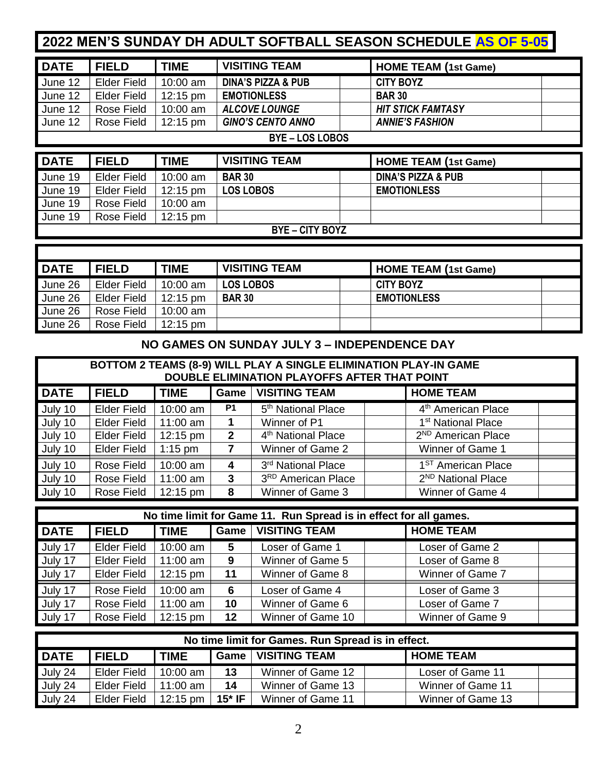# 2022 MEN'S SUNDAY DH ADULT SOFTBALL SEASON SCHEDULE AS OF 5-05

| DATE | FIELD | TIME | VISITING TEAM | | HOME TEAM (1st Game) | |
|---|---|---|---|---|---|---|
| June 12 | Elder Field | 10:00 am | **DINA'S PIZZA & PUB** | | **CITY BOYZ** | |
| June 12 | Elder Field | 12:15 pm | **EMOTIONLESS** | | **BAR 30** | |
| June 12 | Rose Field | 10:00 am | ***ALCOVE LOUNGE*** | | ***HIT STICK FAMTASY*** | |
| June 12 | Rose Field | 12:15 pm | ***GINO'S CENTO ANNO*** | | ***ANNIE'S FASHION*** | |
| | | | **BYE – LOS LOBOS** | | | |

| DATE | FIELD | TIME | VISITING TEAM | | HOME TEAM (1st Game) | |
|---|---|---|---|---|---|---|
| June 19 | Elder Field | 10:00 am | **BAR 30** | | **DINA'S PIZZA & PUB** | |
| June 19 | Elder Field | 12:15 pm | **LOS LOBOS** | | **EMOTIONLESS** | |
| June 19 | Rose Field | 10:00 am | | | | |
| June 19 | Rose Field | 12:15 pm | | | | |
| | | | **BYE – CITY BOYZ** | | | |

| DATE | FIELD | TIME | VISITING TEAM | | HOME TEAM (1st Game) | |
|---|---|---|---|---|---|---|
| June 26 | Elder Field | 10:00 am | **LOS LOBOS** | | **CITY BOYZ** | |
| June 26 | Elder Field | 12:15 pm | **BAR 30** | | **EMOTIONLESS** | |
| June 26 | Rose Field | 10:00 am | | | | |
| June 26 | Rose Field | 12:15 pm | | | | |

**NO GAMES ON SUNDAY JULY 3 – INDEPENDENCE DAY**

**BOTTOM 2 TEAMS (8-9) WILL PLAY A SINGLE ELIMINATION PLAY-IN GAME**
**DOUBLE ELIMINATION PLAYOFFS AFTER THAT POINT**

| DATE | FIELD | TIME | Game | VISITING TEAM | | HOME TEAM | |
|---|---|---|---|---|---|---|---|
| July 10 | Elder Field | 10:00 am | P1 | 5th National Place | | 4th American Place | |
| July 10 | Elder Field | 11:00 am | 1 | Winner of P1 | | 1st National Place | |
| July 10 | Elder Field | 12:15 pm | 2 | 4th National Place | | 2ND American Place | |
| July 10 | Elder Field | 1:15 pm | 7 | Winner of Game 2 | | Winner of Game 1 | |
| July 10 | Rose Field | 10:00 am | 4 | 3rd National Place | | 1ST American Place | |
| July 10 | Rose Field | 11:00 am | 3 | 3RD American Place | | 2ND National Place | |
| July 10 | Rose Field | 12:15 pm | 8 | Winner of Game 3 | | Winner of Game 4 | |

**No time limit for Game 11. Run Spread is in effect for all games.**

| DATE | FIELD | TIME | Game | VISITING TEAM | | HOME TEAM | |
|---|---|---|---|---|---|---|---|
| July 17 | Elder Field | 10:00 am | 5 | Loser of Game 1 | | Loser of Game 2 | |
| July 17 | Elder Field | 11:00 am | 9 | Winner of Game 5 | | Loser of Game 8 | |
| July 17 | Elder Field | 12:15 pm | 11 | Winner of Game 8 | | Winner of Game 7 | |
| July 17 | Rose Field | 10:00 am | 6 | Loser of Game 4 | | Loser of Game 3 | |
| July 17 | Rose Field | 11:00 am | 10 | Winner of Game 6 | | Loser of Game 7 | |
| July 17 | Rose Field | 12:15 pm | 12 | Winner of Game 10 | | Winner of Game 9 | |

**No time limit for Games. Run Spread is in effect.**

| DATE | FIELD | TIME | Game | VISITING TEAM | | HOME TEAM | |
|---|---|---|---|---|---|---|---|
| July 24 | Elder Field | 10:00 am | 13 | Winner of Game 12 | | Loser of Game 11 | |
| July 24 | Elder Field | 11:00 am | 14 | Winner of Game 13 | | Winner of Game 11 | |
| July 24 | Elder Field | 12:15 pm | 15* IF | Winner of Game 11 | | Winner of Game 13 | |